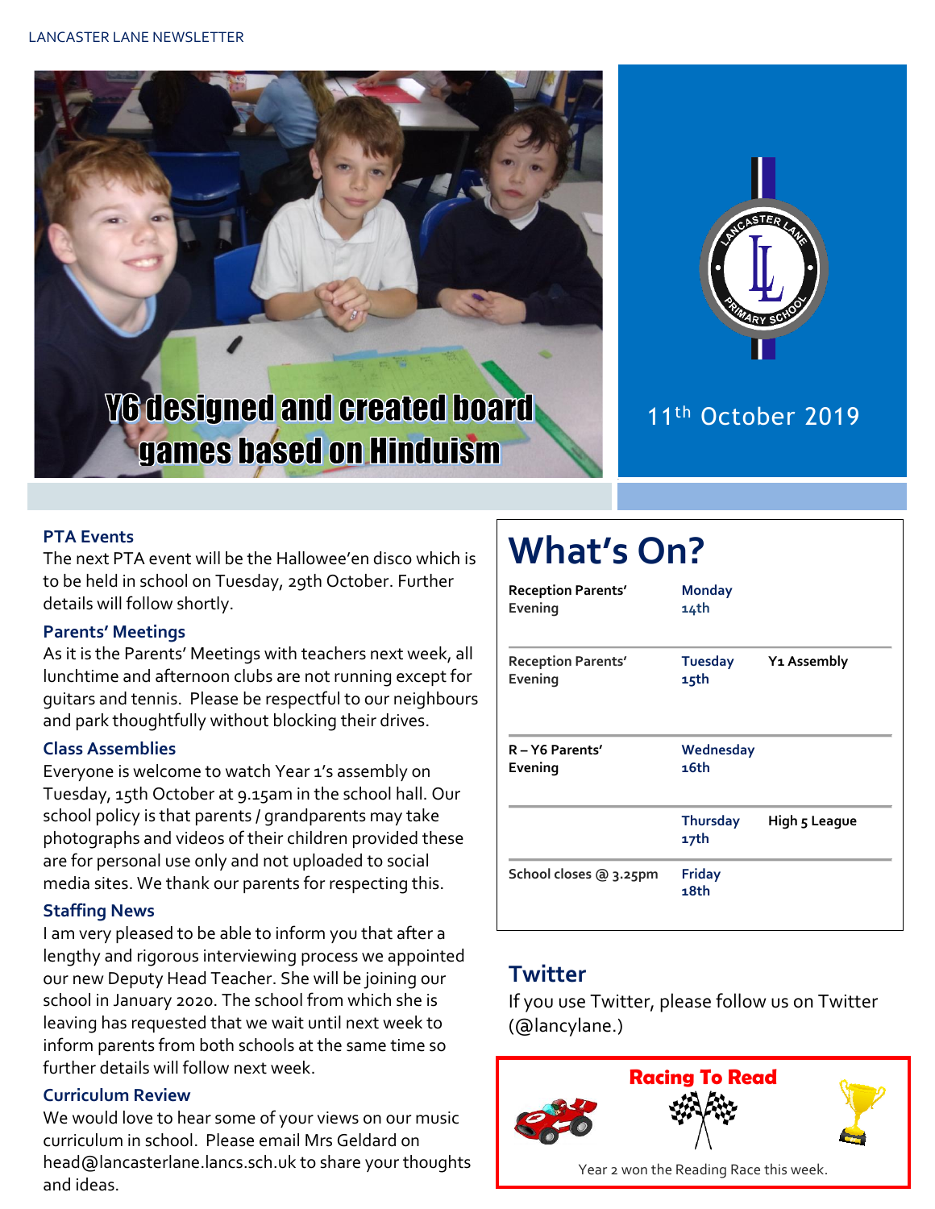LANCASTER LANE NEWSLETTER

Y6 designed and created board games based on Hinduism

11th October 2019

### PTA Events

The next PTA event will be the Hallowee'en disco which is to be held in school on Tuesday, 29th October. Further details will follow shortly.

### Parents' Meetings

As it is the Parents' Meetings with teachers next week, all lunchtime and afternoon clubs are not running except for guitars and tennis. Please be respectful to our neighbours and park thoughtfully without blocking their drives.

### Class Assemblies

Everyone is welcome to watch Year 1's assembly on Tuesday, 15th October at 9.15am in the school hall. Our school policy is that parents / grandparents may take photographs and videos of their children provided these are for personal use only and not uploaded to social media sites. We thank our parents for respecting this.

### Staffing News

I am very pleased to be able to inform you that after a lengthy and rigorous interviewing process we appointed our new Deputy Head Teacher. She will be joining our school in January 2020. The school from which she is leaving has requested that we wait until next week to inform parents from both schools at the same time so further details will follow next week.

### Curriculum Review

We would love to hear some of your views on our music curriculum in school. Please email Mrs Geldard on head@lancasterlane.lancs.sch.uk to share your thoughts and ideas.

## What's On?

| | | |
|---|---|---|
| Reception Parents' Evening | Monday 14th | |
| Reception Parents' Evening | Tuesday 15th | Y1 Assembly |
| R – Y6 Parents' Evening | Wednesday 16th | |
| | Thursday 17th | High 5 League |
| School closes @ 3.25pm | Friday 18th | |

## Twitter

If you use Twitter, please follow us on Twitter (@lancylane.)

**Racing To Read**

Year 2 won the Reading Race this week.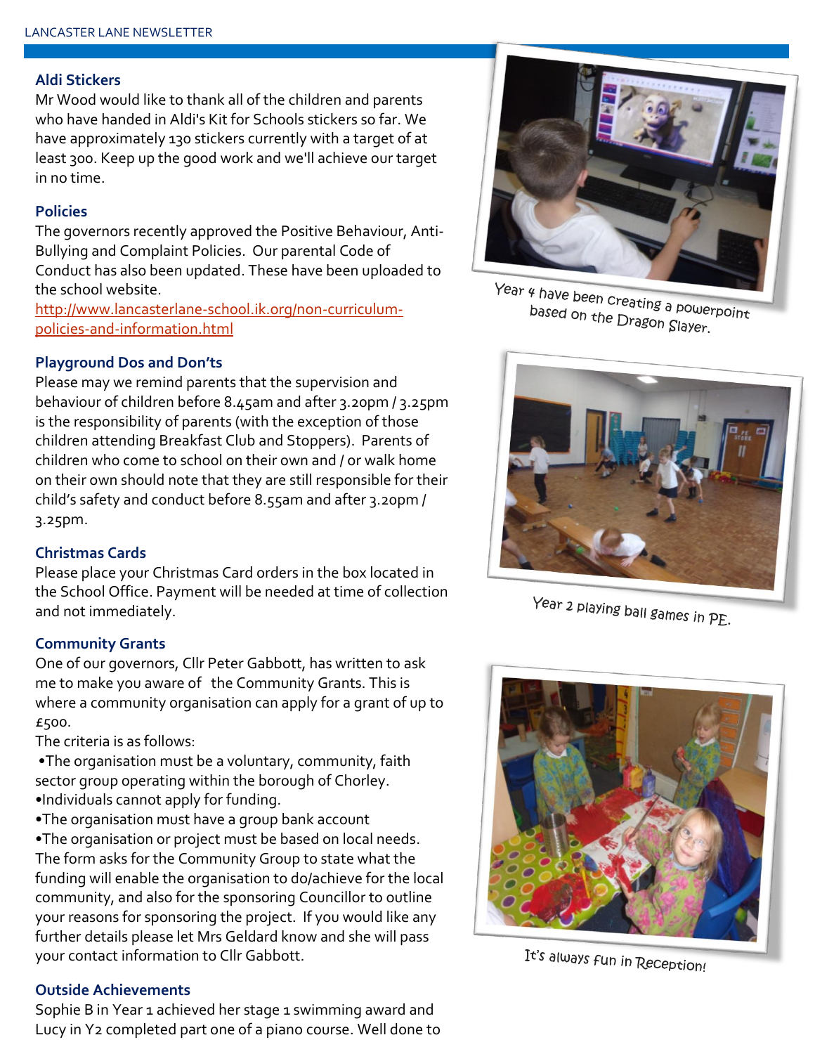## Aldi Stickers

Mr Wood would like to thank all of the children and parents who have handed in Aldi's Kit for Schools stickers so far. We have approximately 130 stickers currently with a target of at least 300. Keep up the good work and we'll achieve our target in no time.

## Policies

The governors recently approved the Positive Behaviour, Anti-Bullying and Complaint Policies. Our parental Code of Conduct has also been updated. These have been uploaded to the school website.

http://www.lancasterlane-school.ik.org/non-curriculum-policies-and-information.html

## Playground Dos and Don'ts

Please may we remind parents that the supervision and behaviour of children before 8.45am and after 3.20pm / 3.25pm is the responsibility of parents (with the exception of those children attending Breakfast Club and Stoppers). Parents of children who come to school on their own and / or walk home on their own should note that they are still responsible for their child's safety and conduct before 8.55am and after 3.20pm / 3.25pm.

## Christmas Cards

Please place your Christmas Card orders in the box located in the School Office. Payment will be needed at time of collection and not immediately.

## Community Grants

One of our governors, Cllr Peter Gabbott, has written to ask me to make you aware of the Community Grants. This is where a community organisation can apply for a grant of up to £500.

The criteria is as follows:

- The organisation must be a voluntary, community, faith sector group operating within the borough of Chorley.
- Individuals cannot apply for funding.
- The organisation must have a group bank account
- The organisation or project must be based on local needs.

The form asks for the Community Group to state what the funding will enable the organisation to do/achieve for the local community, and also for the sponsoring Councillor to outline your reasons for sponsoring the project. If you would like any further details please let Mrs Geldard know and she will pass your contact information to Cllr Gabbott.

## Outside Achievements

Sophie B in Year 1 achieved her stage 1 swimming award and Lucy in Y2 completed part one of a piano course. Well done to

Year 4 have been creating a powerpoint based on the Dragon Slayer.

Year 2 playing ball games in PE.

It's always fun in Reception!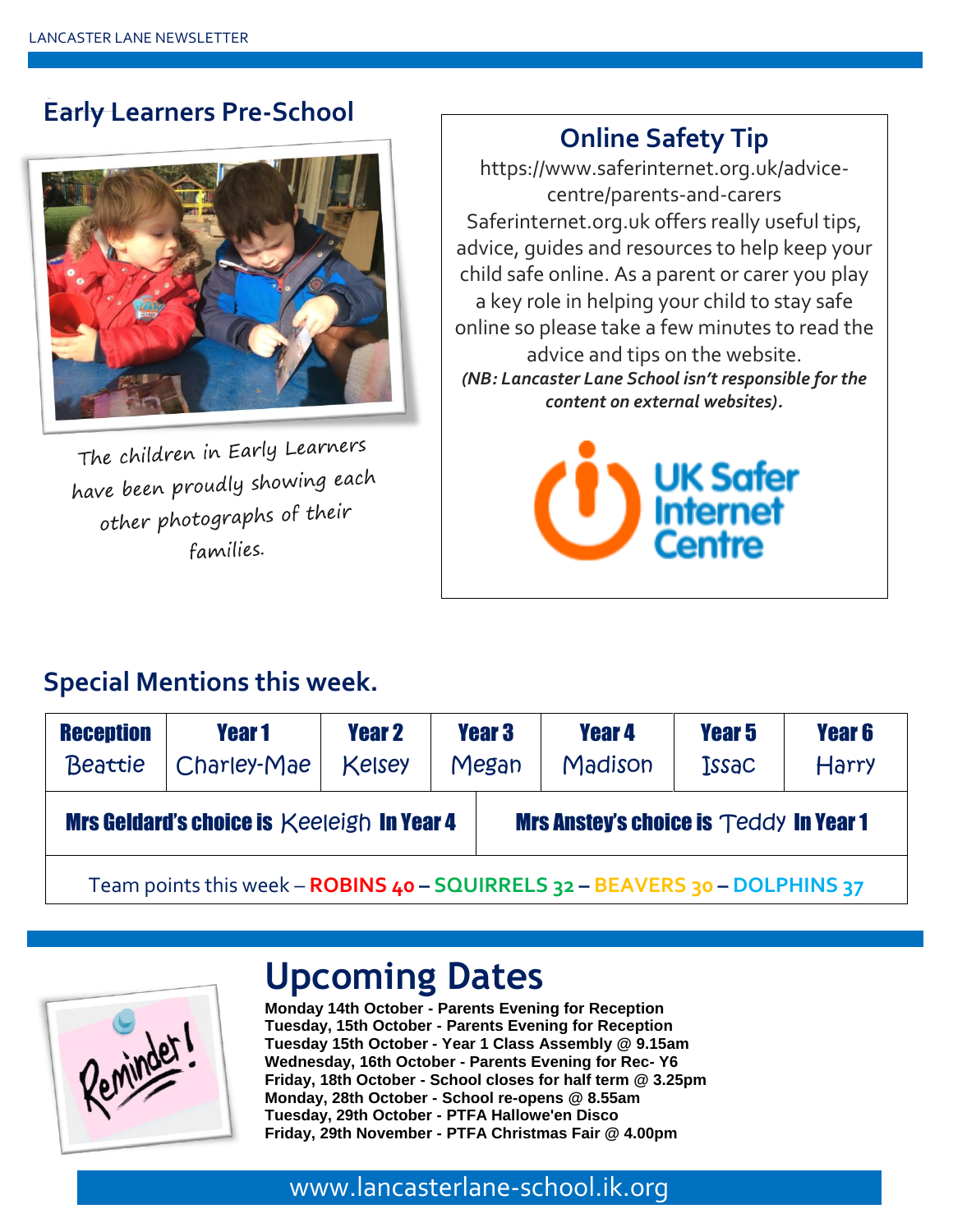## Early Learners Pre-School

The children in Early Learners have been proudly showing each other photographs of their families.

## Online Safety Tip

https://www.saferinternet.org.uk/advice-centre/parents-and-carers

Saferinternet.org.uk offers really useful tips, advice, guides and resources to help keep your child safe online. As a parent or carer you play a key role in helping your child to stay safe online so please take a few minutes to read the advice and tips on the website.

***(NB: Lancaster Lane School isn't responsible for the content on external websites).***

UK Safer Internet Centre

## Special Mentions this week.

| Reception | Year 1 | Year 2 | Year 3 | Year 4 | Year 5 | Year 6 |
|---|---|---|---|---|---|---|
| Beattie | Charley-Mae | Kelsey | Megan | Madison | Issac | Harry |

**Mrs Geldard's choice is** Keeleigh **In Year 4**

**Mrs Anstey's choice is** Teddy **In Year 1**

Team points this week – **ROBINS 40 – SQUIRRELS 32 – BEAVERS 30 – DOLPHINS 37**

# Upcoming Dates

Reminder!

**Monday 14th October - Parents Evening for Reception**
**Tuesday, 15th October - Parents Evening for Reception**
**Tuesday 15th October - Year 1 Class Assembly @ 9.15am**
**Wednesday, 16th October - Parents Evening for Rec- Y6**
**Friday, 18th October - School closes for half term @ 3.25pm**
**Monday, 28th October - School re-opens @ 8.55am**
**Tuesday, 29th October - PTFA Hallowe'en Disco**
**Friday, 29th November - PTFA Christmas Fair @ 4.00pm**

www.lancasterlane-school.ik.org